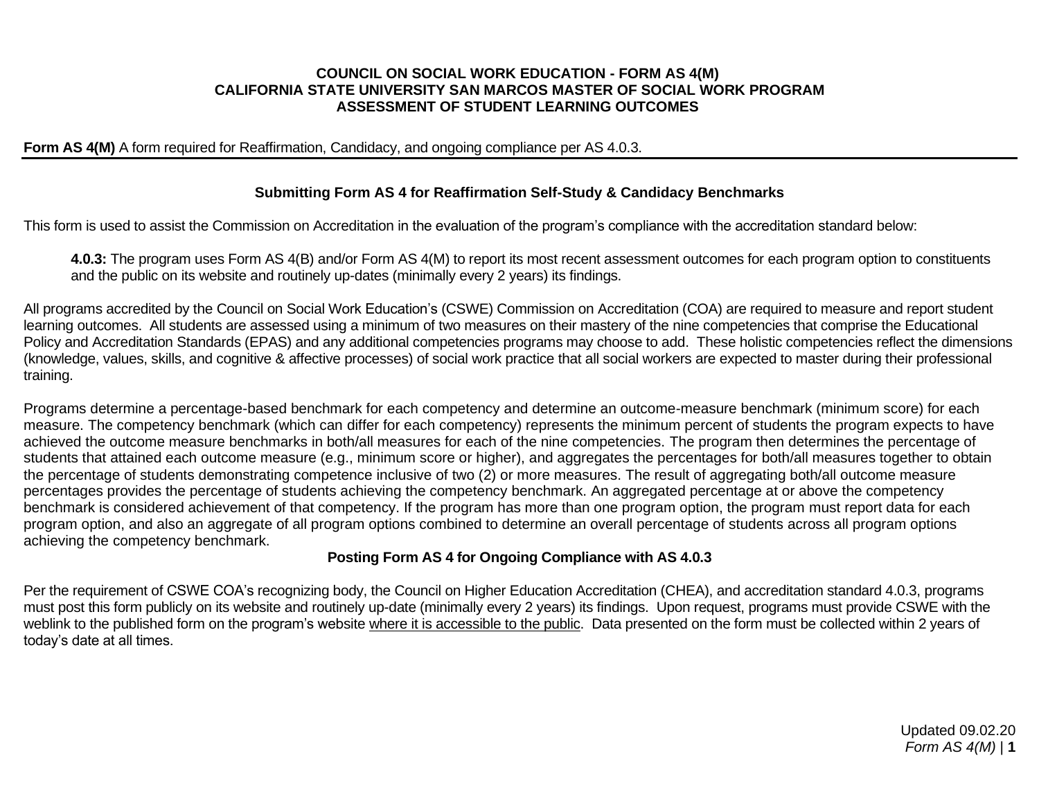**COUNCIL ON SOCIAL WORK EDUCATION - FORM AS 4(M)**
**CALIFORNIA STATE UNIVERSITY SAN MARCOS MASTER OF SOCIAL WORK PROGRAM**
**ASSESSMENT OF STUDENT LEARNING OUTCOMES**

**Form AS 4(M)** A form required for Reaffirmation, Candidacy, and ongoing compliance per AS 4.0.3.

---

## Submitting Form AS 4 for Reaffirmation Self-Study & Candidacy Benchmarks

This form is used to assist the Commission on Accreditation in the evaluation of the program's compliance with the accreditation standard below:

> **4.0.3:** The program uses Form AS 4(B) and/or Form AS 4(M) to report its most recent assessment outcomes for each program option to constituents and the public on its website and routinely up-dates (minimally every 2 years) its findings.

All programs accredited by the Council on Social Work Education's (CSWE) Commission on Accreditation (COA) are required to measure and report student learning outcomes. All students are assessed using a minimum of two measures on their mastery of the nine competencies that comprise the Educational Policy and Accreditation Standards (EPAS) and any additional competencies programs may choose to add. These holistic competencies reflect the dimensions (knowledge, values, skills, and cognitive & affective processes) of social work practice that all social workers are expected to master during their professional training.

Programs determine a percentage-based benchmark for each competency and determine an outcome-measure benchmark (minimum score) for each measure. The competency benchmark (which can differ for each competency) represents the minimum percent of students the program expects to have achieved the outcome measure benchmarks in both/all measures for each of the nine competencies. The program then determines the percentage of students that attained each outcome measure (e.g., minimum score or higher), and aggregates the percentages for both/all measures together to obtain the percentage of students demonstrating competence inclusive of two (2) or more measures. The result of aggregating both/all outcome measure percentages provides the percentage of students achieving the competency benchmark. An aggregated percentage at or above the competency benchmark is considered achievement of that competency. If the program has more than one program option, the program must report data for each program option, and also an aggregate of all program options combined to determine an overall percentage of students across all program options achieving the competency benchmark.

## Posting Form AS 4 for Ongoing Compliance with AS 4.0.3

Per the requirement of CSWE COA's recognizing body, the Council on Higher Education Accreditation (CHEA), and accreditation standard 4.0.3, programs must post this form publicly on its website and routinely up-date (minimally every 2 years) its findings. Upon request, programs must provide CSWE with the weblink to the published form on the program's website where it is accessible to the public. Data presented on the form must be collected within 2 years of today's date at all times.

Updated 09.02.20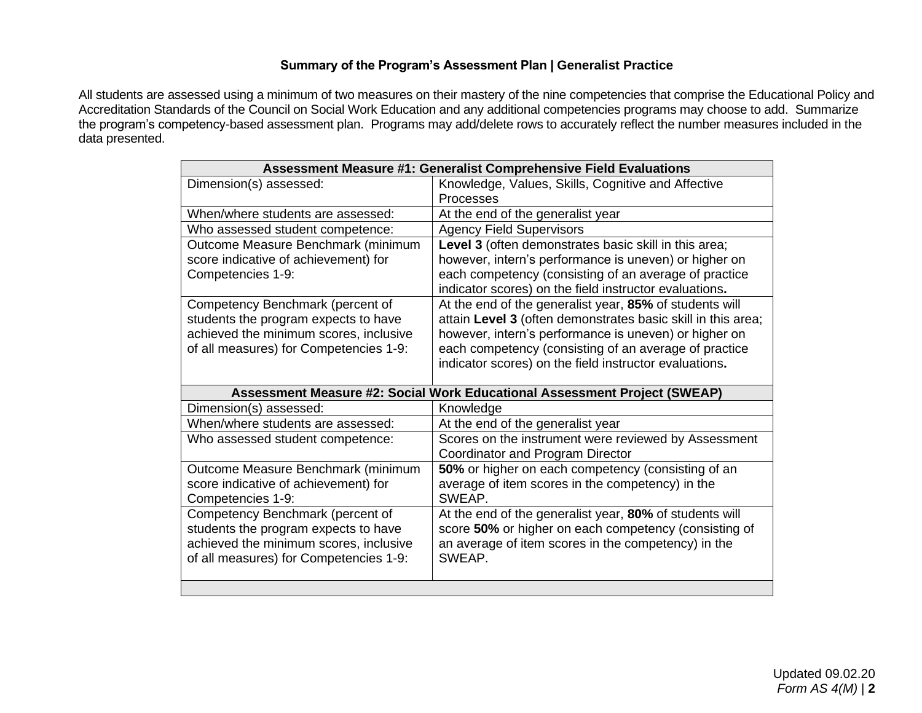### Summary of the Program's Assessment Plan | Generalist Practice

All students are assessed using a minimum of two measures on their mastery of the nine competencies that comprise the Educational Policy and Accreditation Standards of the Council on Social Work Education and any additional competencies programs may choose to add. Summarize the program's competency-based assessment plan. Programs may add/delete rows to accurately reflect the number measures included in the data presented.

| **Assessment Measure #1: Generalist Comprehensive Field Evaluations** | |
|---|---|
| Dimension(s) assessed: | Knowledge, Values, Skills, Cognitive and Affective Processes |
| When/where students are assessed: | At the end of the generalist year |
| Who assessed student competence: | Agency Field Supervisors |
| Outcome Measure Benchmark (minimum score indicative of achievement) for Competencies 1-9: | **Level 3** (often demonstrates basic skill in this area; however, intern's performance is uneven) or higher on each competency (consisting of an average of practice indicator scores) on the field instructor evaluations**.** |
| Competency Benchmark (percent of students the program expects to have achieved the minimum scores, inclusive of all measures) for Competencies 1-9: | At the end of the generalist year, **85%** of students will attain **Level 3** (often demonstrates basic skill in this area; however, intern's performance is uneven) or higher on each competency (consisting of an average of practice indicator scores) on the field instructor evaluations**.** |
| **Assessment Measure #2: Social Work Educational Assessment Project (SWEAP)** | |
| Dimension(s) assessed: | Knowledge |
| When/where students are assessed: | At the end of the generalist year |
| Who assessed student competence: | Scores on the instrument were reviewed by Assessment Coordinator and Program Director |
| Outcome Measure Benchmark (minimum score indicative of achievement) for Competencies 1-9: | **50%** or higher on each competency (consisting of an average of item scores in the competency) in the SWEAP. |
| Competency Benchmark (percent of students the program expects to have achieved the minimum scores, inclusive of all measures) for Competencies 1-9: | At the end of the generalist year, **80%** of students will score **50%** or higher on each competency (consisting of an average of item scores in the competency) in the SWEAP. |
| | |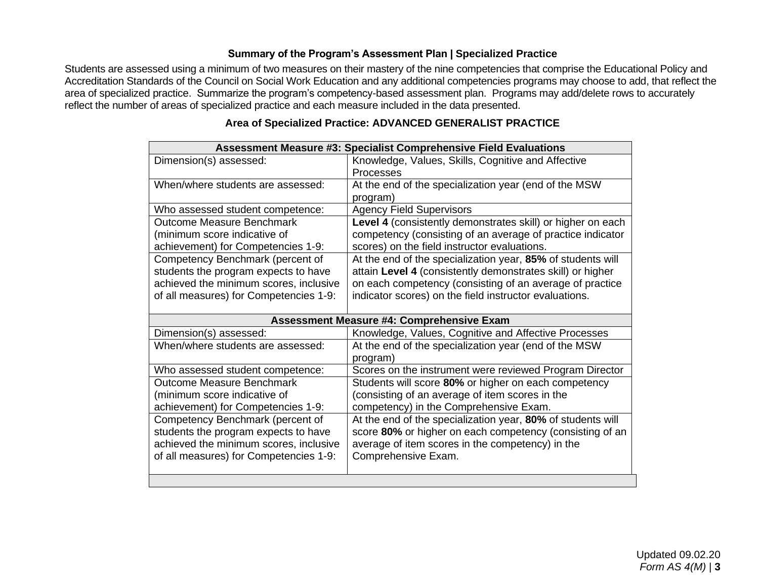### Summary of the Program's Assessment Plan | Specialized Practice

Students are assessed using a minimum of two measures on their mastery of the nine competencies that comprise the Educational Policy and Accreditation Standards of the Council on Social Work Education and any additional competencies programs may choose to add, that reflect the area of specialized practice. Summarize the program's competency-based assessment plan. Programs may add/delete rows to accurately reflect the number of areas of specialized practice and each measure included in the data presented.

### Area of Specialized Practice: ADVANCED GENERALIST PRACTICE

| **Assessment Measure #3: Specialist Comprehensive Field Evaluations** | |
|---|---|
| Dimension(s) assessed: | Knowledge, Values, Skills, Cognitive and Affective Processes |
| When/where students are assessed: | At the end of the specialization year (end of the MSW program) |
| Who assessed student competence: | Agency Field Supervisors |
| Outcome Measure Benchmark (minimum score indicative of achievement) for Competencies 1-9: | **Level 4** (consistently demonstrates skill) or higher on each competency (consisting of an average of practice indicator scores) on the field instructor evaluations. |
| Competency Benchmark (percent of students the program expects to have achieved the minimum scores, inclusive of all measures) for Competencies 1-9: | At the end of the specialization year, **85%** of students will attain **Level 4** (consistently demonstrates skill) or higher on each competency (consisting of an average of practice indicator scores) on the field instructor evaluations. |
| **Assessment Measure #4: Comprehensive Exam** | |
| Dimension(s) assessed: | Knowledge, Values, Cognitive and Affective Processes |
| When/where students are assessed: | At the end of the specialization year (end of the MSW program) |
| Who assessed student competence: | Scores on the instrument were reviewed Program Director |
| Outcome Measure Benchmark (minimum score indicative of achievement) for Competencies 1-9: | Students will score **80%** or higher on each competency (consisting of an average of item scores in the competency) in the Comprehensive Exam. |
| Competency Benchmark (percent of students the program expects to have achieved the minimum scores, inclusive of all measures) for Competencies 1-9: | At the end of the specialization year, **80%** of students will score **80%** or higher on each competency (consisting of an average of item scores in the competency) in the Comprehensive Exam. |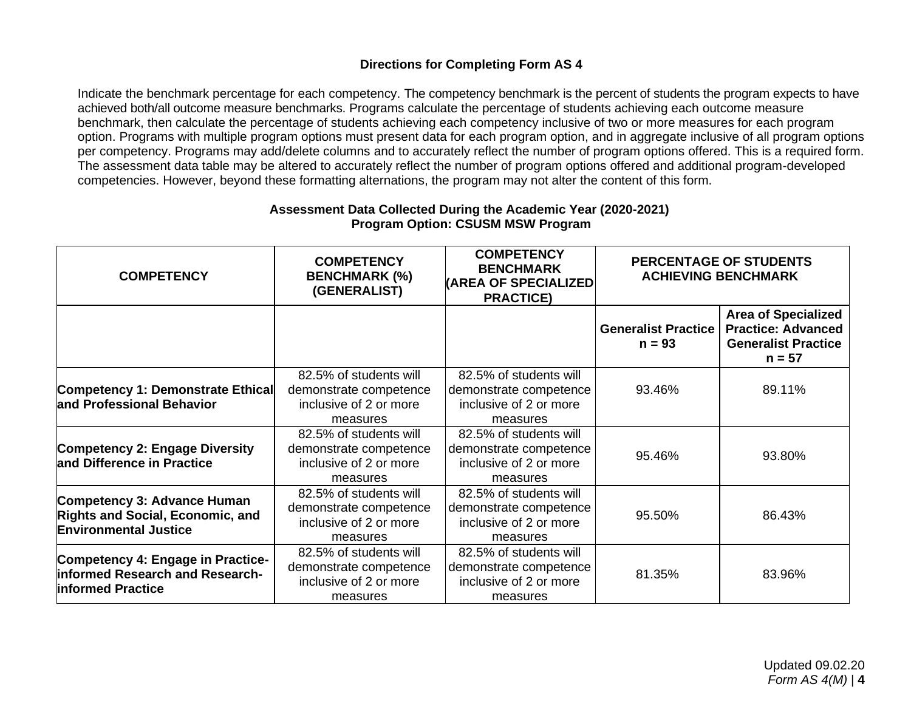### Directions for Completing Form AS 4

Indicate the benchmark percentage for each competency. The competency benchmark is the percent of students the program expects to have achieved both/all outcome measure benchmarks. Programs calculate the percentage of students achieving each outcome measure benchmark, then calculate the percentage of students achieving each competency inclusive of two or more measures for each program option. Programs with multiple program options must present data for each program option, and in aggregate inclusive of all program options per competency. Programs may add/delete columns and to accurately reflect the number of program options offered. This is a required form. The assessment data table may be altered to accurately reflect the number of program options offered and additional program-developed competencies. However, beyond these formatting alternations, the program may not alter the content of this form.

**Assessment Data Collected During the Academic Year (2020-2021)**
**Program Option: CSUSM MSW Program**

| COMPETENCY | COMPETENCY BENCHMARK (%) (GENERALIST) | COMPETENCY BENCHMARK (AREA OF SPECIALIZED PRACTICE) | PERCENTAGE OF STUDENTS ACHIEVING BENCHMARK | |
|---|---|---|---|---|
| | | | **Generalist Practice n = 93** | **Area of Specialized Practice: Advanced Generalist Practice n = 57** |
| **Competency 1: Demonstrate Ethical and Professional Behavior** | 82.5% of students will demonstrate competence inclusive of 2 or more measures | 82.5% of students will demonstrate competence inclusive of 2 or more measures | 93.46% | 89.11% |
| **Competency 2: Engage Diversity and Difference in Practice** | 82.5% of students will demonstrate competence inclusive of 2 or more measures | 82.5% of students will demonstrate competence inclusive of 2 or more measures | 95.46% | 93.80% |
| **Competency 3: Advance Human Rights and Social, Economic, and Environmental Justice** | 82.5% of students will demonstrate competence inclusive of 2 or more measures | 82.5% of students will demonstrate competence inclusive of 2 or more measures | 95.50% | 86.43% |
| **Competency 4: Engage in Practice-informed Research and Research-informed Practice** | 82.5% of students will demonstrate competence inclusive of 2 or more measures | 82.5% of students will demonstrate competence inclusive of 2 or more measures | 81.35% | 83.96% |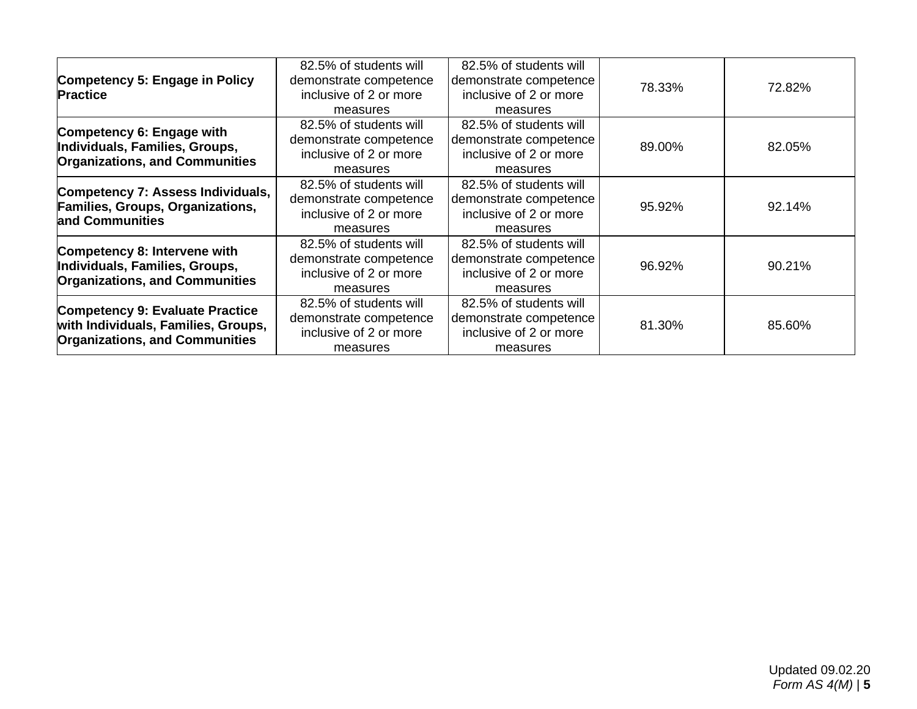| | | | | |
|---|---|---|---|---|
| **Competency 5: Engage in Policy Practice** | 82.5% of students will demonstrate competence inclusive of 2 or more measures | 82.5% of students will demonstrate competence inclusive of 2 or more measures | 78.33% | 72.82% |
| **Competency 6: Engage with Individuals, Families, Groups, Organizations, and Communities** | 82.5% of students will demonstrate competence inclusive of 2 or more measures | 82.5% of students will demonstrate competence inclusive of 2 or more measures | 89.00% | 82.05% |
| **Competency 7: Assess Individuals, Families, Groups, Organizations, and Communities** | 82.5% of students will demonstrate competence inclusive of 2 or more measures | 82.5% of students will demonstrate competence inclusive of 2 or more measures | 95.92% | 92.14% |
| **Competency 8: Intervene with Individuals, Families, Groups, Organizations, and Communities** | 82.5% of students will demonstrate competence inclusive of 2 or more measures | 82.5% of students will demonstrate competence inclusive of 2 or more measures | 96.92% | 90.21% |
| **Competency 9: Evaluate Practice with Individuals, Families, Groups, Organizations, and Communities** | 82.5% of students will demonstrate competence inclusive of 2 or more measures | 82.5% of students will demonstrate competence inclusive of 2 or more measures | 81.30% | 85.60% |